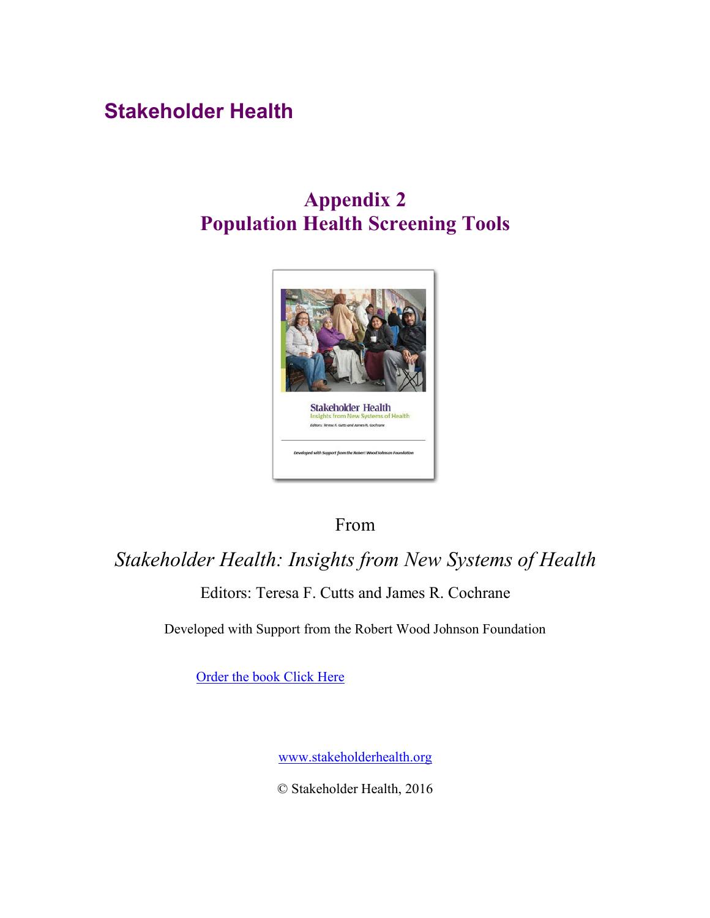# Stakeholder Health

## Appendix 2
## Population Health Screening Tools

From

*Stakeholder Health: Insights from New Systems of Health*

Editors: Teresa F. Cutts and James R. Cochrane

Developed with Support from the Robert Wood Johnson Foundation

Order the book Click Here

www.stakeholderhealth.org

© Stakeholder Health, 2016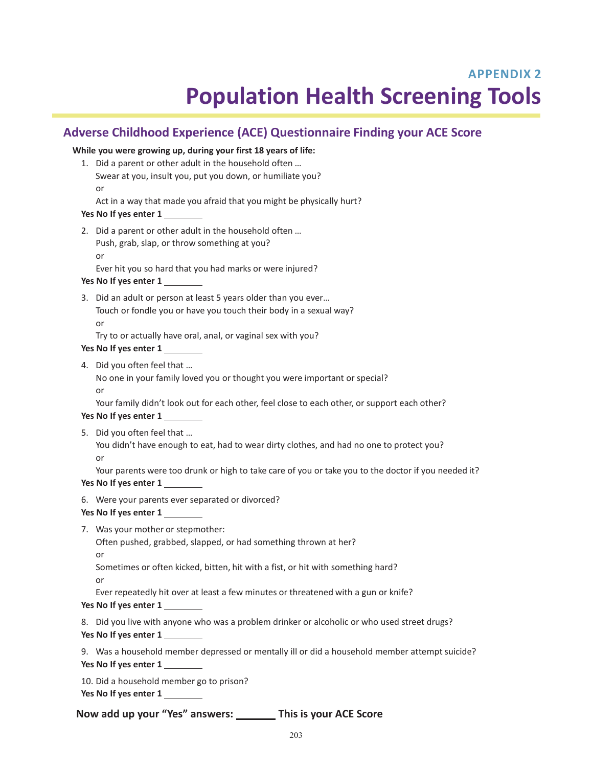### APPENDIX 2

# Population Health Screening Tools

## Adverse Childhood Experience (ACE) Questionnaire Finding your ACE Score

**While you were growing up, during your first 18 years of life:**

1. Did a parent or other adult in the household often …
   Swear at you, insult you, put you down, or humiliate you?
   or
   Act in a way that made you afraid that you might be physically hurt?

**Yes No If yes enter 1** ________

2. Did a parent or other adult in the household often …
   Push, grab, slap, or throw something at you?
   or
   Ever hit you so hard that you had marks or were injured?

**Yes No If yes enter 1** ________

3. Did an adult or person at least 5 years older than you ever…
   Touch or fondle you or have you touch their body in a sexual way?
   or
   Try to or actually have oral, anal, or vaginal sex with you?

**Yes No If yes enter 1** ________

4. Did you often feel that …
   No one in your family loved you or thought you were important or special?
   or
   Your family didn't look out for each other, feel close to each other, or support each other?

**Yes No If yes enter 1** ________

5. Did you often feel that …
   You didn't have enough to eat, had to wear dirty clothes, and had no one to protect you?
   or
   Your parents were too drunk or high to take care of you or take you to the doctor if you needed it?

**Yes No If yes enter 1** ________

6. Were your parents ever separated or divorced?

**Yes No If yes enter 1** ________

7. Was your mother or stepmother:
   Often pushed, grabbed, slapped, or had something thrown at her?
   or
   Sometimes or often kicked, bitten, hit with a fist, or hit with something hard?
   or
   Ever repeatedly hit over at least a few minutes or threatened with a gun or knife?

**Yes No If yes enter 1** ________

8. Did you live with anyone who was a problem drinker or alcoholic or who used street drugs?

**Yes No If yes enter 1** ________

9. Was a household member depressed or mentally ill or did a household member attempt suicide?

**Yes No If yes enter 1** ________

10. Did a household member go to prison?

**Yes No If yes enter 1** ________

**Now add up your "Yes" answers: _______ This is your ACE Score**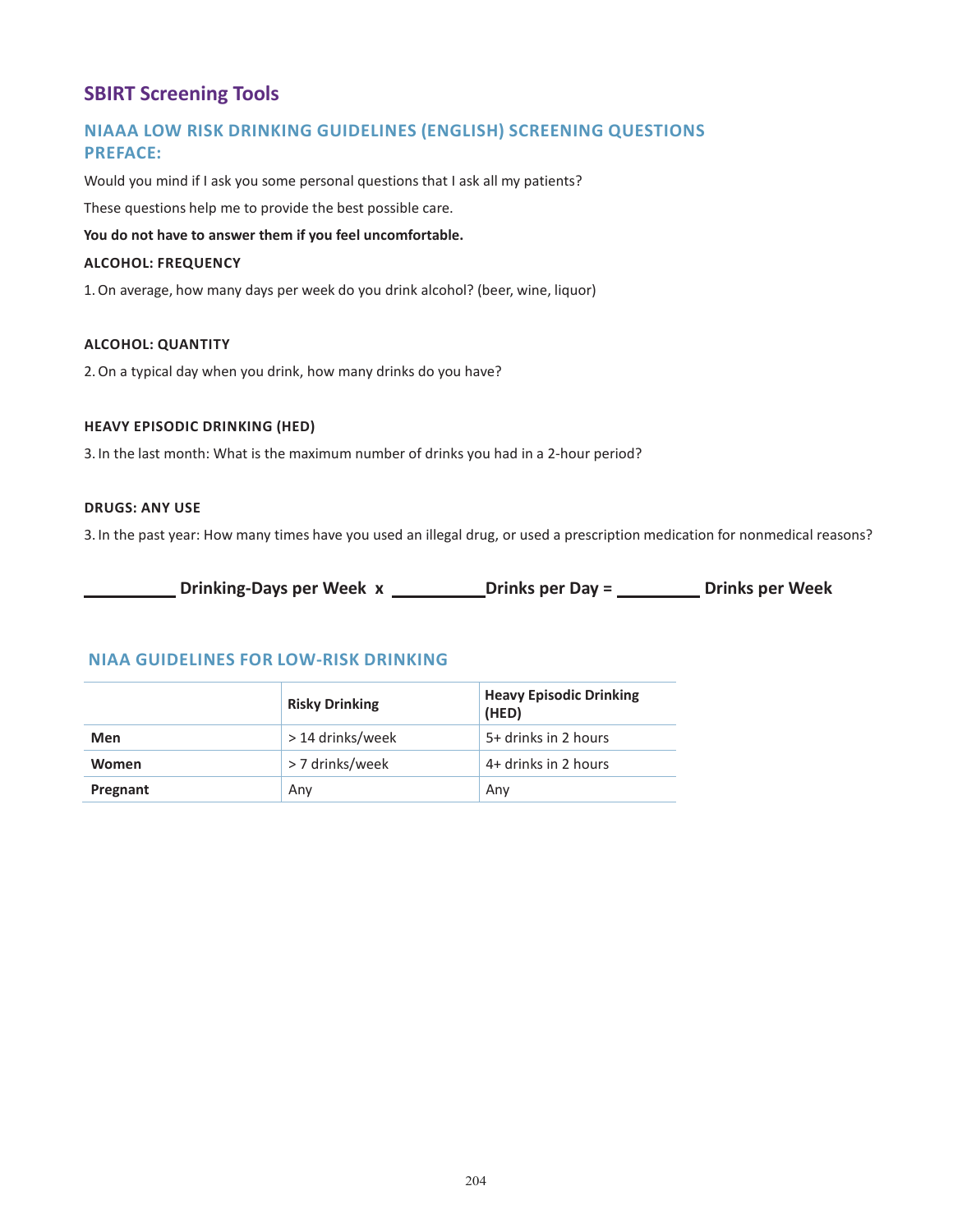## SBIRT Screening Tools

### NIAAA LOW RISK DRINKING GUIDELINES (ENGLISH) SCREENING QUESTIONS PREFACE:

Would you mind if I ask you some personal questions that I ask all my patients?

These questions help me to provide the best possible care.

**You do not have to answer them if you feel uncomfortable.**

**ALCOHOL: FREQUENCY**

1. On average, how many days per week do you drink alcohol? (beer, wine, liquor)

**ALCOHOL: QUANTITY**

2. On a typical day when you drink, how many drinks do you have?

**HEAVY EPISODIC DRINKING (HED)**

3. In the last month: What is the maximum number of drinks you had in a 2-hour period?

**DRUGS: ANY USE**

3. In the past year: How many times have you used an illegal drug, or used a prescription medication for nonmedical reasons?

**__________ Drinking-Days per Week x __________Drinks per Day = _________ Drinks per Week**

### NIAA GUIDELINES FOR LOW-RISK DRINKING

| | Risky Drinking | Heavy Episodic Drinking (HED) |
|---|---|---|
| **Men** | > 14 drinks/week | 5+ drinks in 2 hours |
| **Women** | > 7 drinks/week | 4+ drinks in 2 hours |
| **Pregnant** | Any | Any |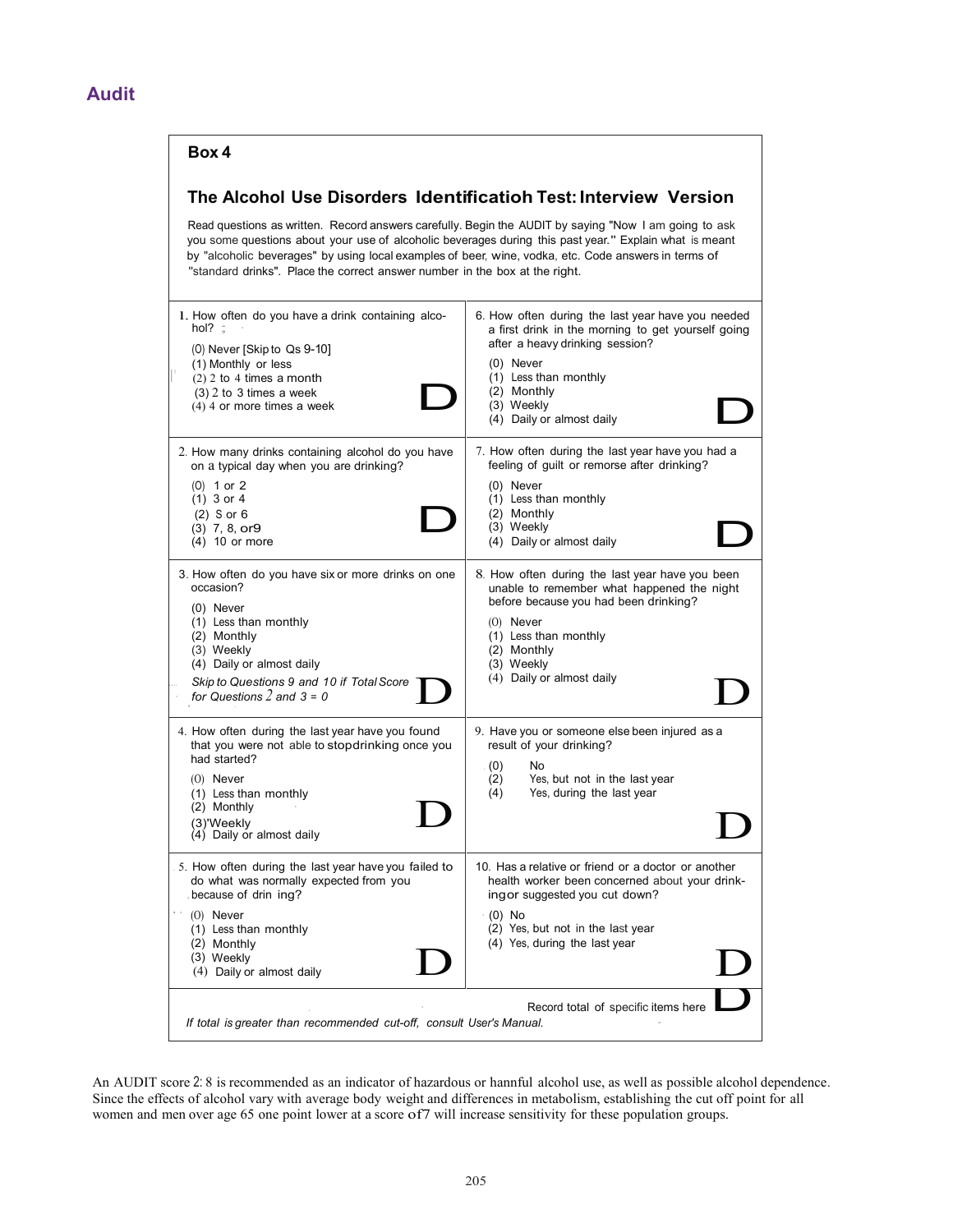# Audit

## Box 4

### The Alcohol Use Disorders Identificatioh Test: Interview Version

Read questions as written. Record answers carefully. Begin the AUDIT by saying "Now I am going to ask you some questions about your use of alcoholic beverages during this past year." Explain what is meant by "alcoholic beverages" by using local examples of beer, wine, vodka, etc. Code answers in terms of "standard drinks". Place the correct answer number in the box at the right.

1. How often do you have a drink containing alcohol?
   - (0) Never [Skip to Qs 9-10]
   - (1) Monthly or less
   - (2) 2 to 4 times a month
   - (3) 2 to 3 times a week
   - (4) 4 or more times a week

2. How many drinks containing alcohol do you have on a typical day when you are drinking?
   - (0) 1 or 2
   - (1) 3 or 4
   - (2) 5 or 6
   - (3) 7, 8, or 9
   - (4) 10 or more

3. How often do you have six or more drinks on one occasion?
   - (0) Never
   - (1) Less than monthly
   - (2) Monthly
   - (3) Weekly
   - (4) Daily or almost daily

   *Skip to Questions 9 and 10 if Total Score for Questions 2 and 3 = 0*

4. How often during the last year have you found that you were not able to stop drinking once you had started?
   - (0) Never
   - (1) Less than monthly
   - (2) Monthly
   - (3) Weekly
   - (4) Daily or almost daily

5. How often during the last year have you failed to do what was normally expected from you because of drinking?
   - (0) Never
   - (1) Less than monthly
   - (2) Monthly
   - (3) Weekly
   - (4) Daily or almost daily

6. How often during the last year have you needed a first drink in the morning to get yourself going after a heavy drinking session?
   - (0) Never
   - (1) Less than monthly
   - (2) Monthly
   - (3) Weekly
   - (4) Daily or almost daily

7. How often during the last year have you had a feeling of guilt or remorse after drinking?
   - (0) Never
   - (1) Less than monthly
   - (2) Monthly
   - (3) Weekly
   - (4) Daily or almost daily

8. How often during the last year have you been unable to remember what happened the night before because you had been drinking?
   - (0) Never
   - (1) Less than monthly
   - (2) Monthly
   - (3) Weekly
   - (4) Daily or almost daily

9. Have you or someone else been injured as a result of your drinking?
   - (0) No
   - (2) Yes, but not in the last year
   - (4) Yes, during the last year

10. Has a relative or friend or a doctor or another health worker been concerned about your drinking or suggested you cut down?
    - (0) No
    - (2) Yes, but not in the last year
    - (4) Yes, during the last year

Record total of specific items here

*If total is greater than recommended cut-off, consult User's Manual.*

An AUDIT score ≥ 8 is recommended as an indicator of hazardous or harmful alcohol use, as well as possible alcohol dependence. Since the effects of alcohol vary with average body weight and differences in metabolism, establishing the cut off point for all women and men over age 65 one point lower at a score of 7 will increase sensitivity for these population groups.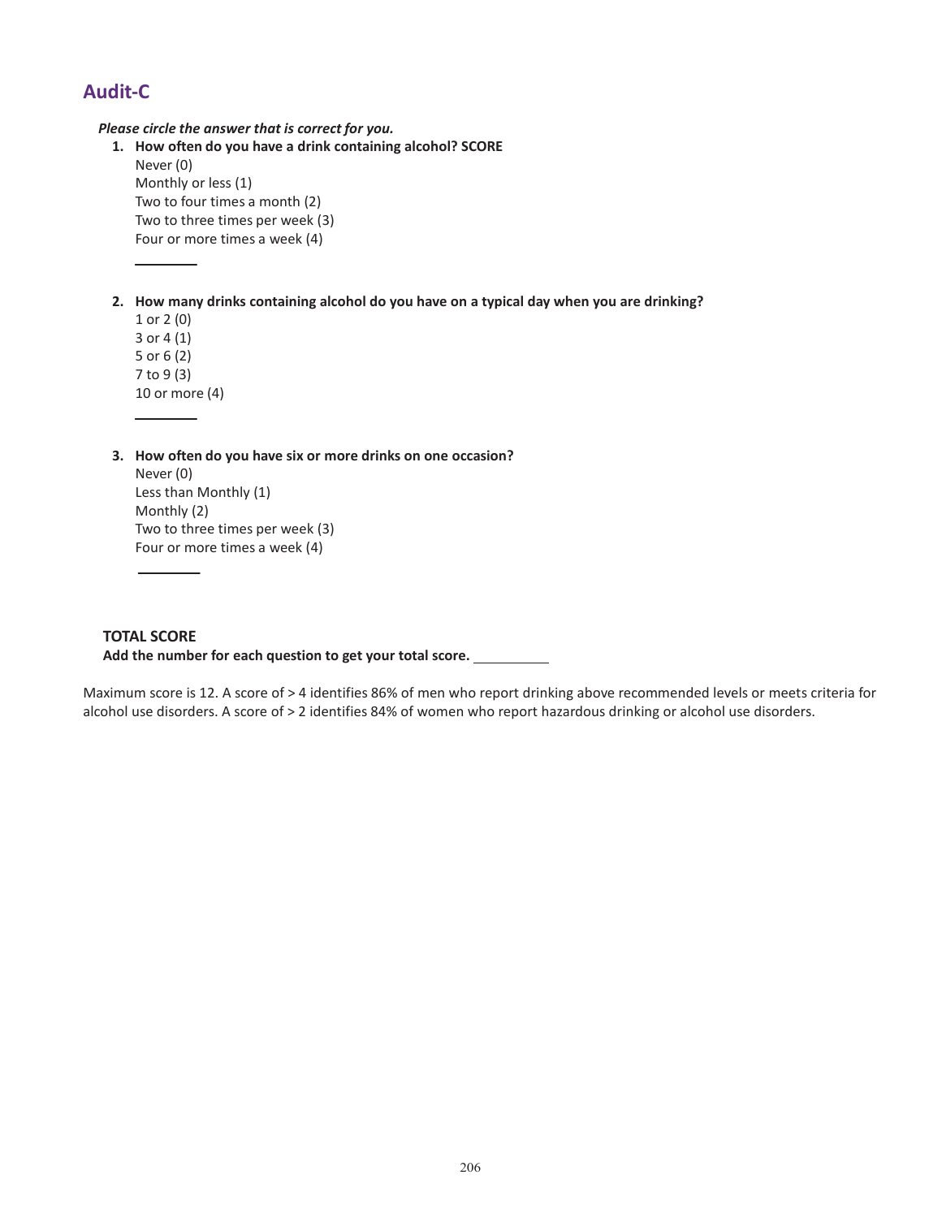## Audit-C

***Please circle the answer that is correct for you.***

1. **How often do you have a drink containing alcohol? SCORE**
   Never (0)
   Monthly or less (1)
   Two to four times a month (2)
   Two to three times per week (3)
   Four or more times a week (4)

   ________

2. **How many drinks containing alcohol do you have on a typical day when you are drinking?**
   1 or 2 (0)
   3 or 4 (1)
   5 or 6 (2)
   7 to 9 (3)
   10 or more (4)

   ________

3. **How often do you have six or more drinks on one occasion?**
   Never (0)
   Less than Monthly (1)
   Monthly (2)
   Two to three times per week (3)
   Four or more times a week (4)

   ________

**TOTAL SCORE**
**Add the number for each question to get your total score.** __________

Maximum score is 12. A score of > 4 identifies 86% of men who report drinking above recommended levels or meets criteria for alcohol use disorders. A score of > 2 identifies 84% of women who report hazardous drinking or alcohol use disorders.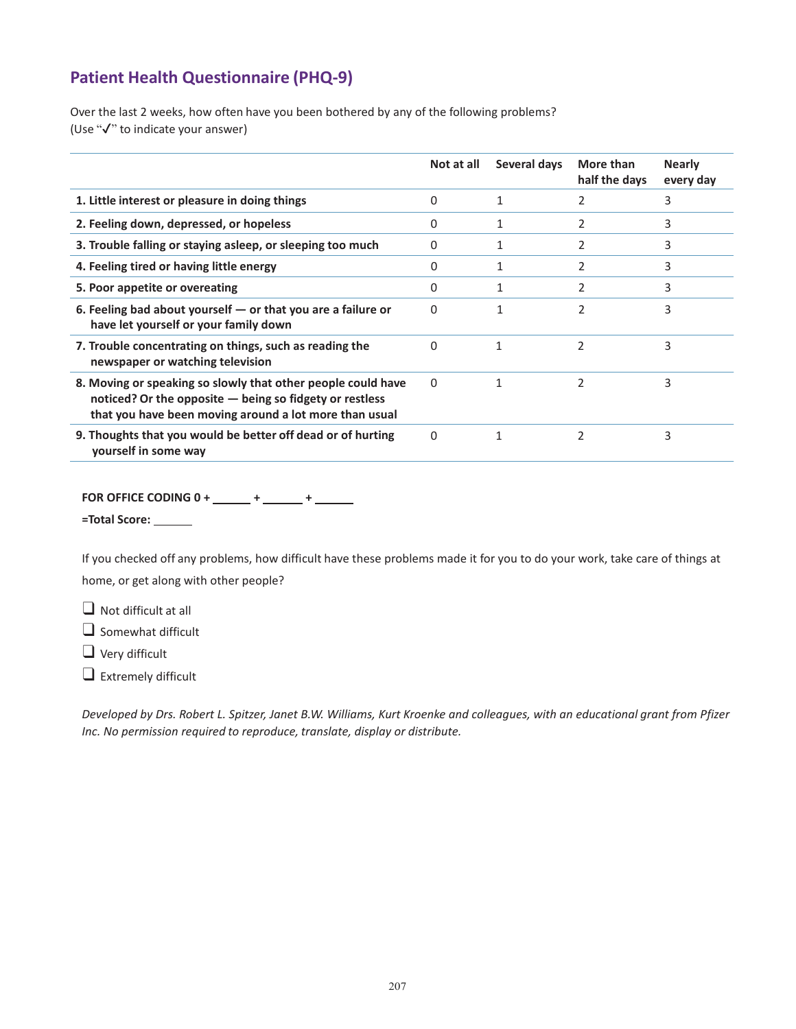## Patient Health Questionnaire (PHQ-9)

Over the last 2 weeks, how often have you been bothered by any of the following problems?
(Use "✓" to indicate your answer)

| | Not at all | Several days | More than half the days | Nearly every day |
|---|---|---|---|---|
| **1. Little interest or pleasure in doing things** | 0 | 1 | 2 | 3 |
| **2. Feeling down, depressed, or hopeless** | 0 | 1 | 2 | 3 |
| **3. Trouble falling or staying asleep, or sleeping too much** | 0 | 1 | 2 | 3 |
| **4. Feeling tired or having little energy** | 0 | 1 | 2 | 3 |
| **5. Poor appetite or overeating** | 0 | 1 | 2 | 3 |
| **6. Feeling bad about yourself — or that you are a failure or have let yourself or your family down** | 0 | 1 | 2 | 3 |
| **7. Trouble concentrating on things, such as reading the newspaper or watching television** | 0 | 1 | 2 | 3 |
| **8. Moving or speaking so slowly that other people could have noticed? Or the opposite — being so fidgety or restless that you have been moving around a lot more than usual** | 0 | 1 | 2 | 3 |
| **9. Thoughts that you would be better off dead or of hurting yourself in some way** | 0 | 1 | 2 | 3 |

**FOR OFFICE CODING 0 + ______ + ______ + ______**

**=Total Score: ______**

If you checked off any problems, how difficult have these problems made it for you to do your work, take care of things at home, or get along with other people?

- ❑ Not difficult at all
- ❑ Somewhat difficult
- ❑ Very difficult
- ❑ Extremely difficult

*Developed by Drs. Robert L. Spitzer, Janet B.W. Williams, Kurt Kroenke and colleagues, with an educational grant from Pfizer Inc. No permission required to reproduce, translate, display or distribute.*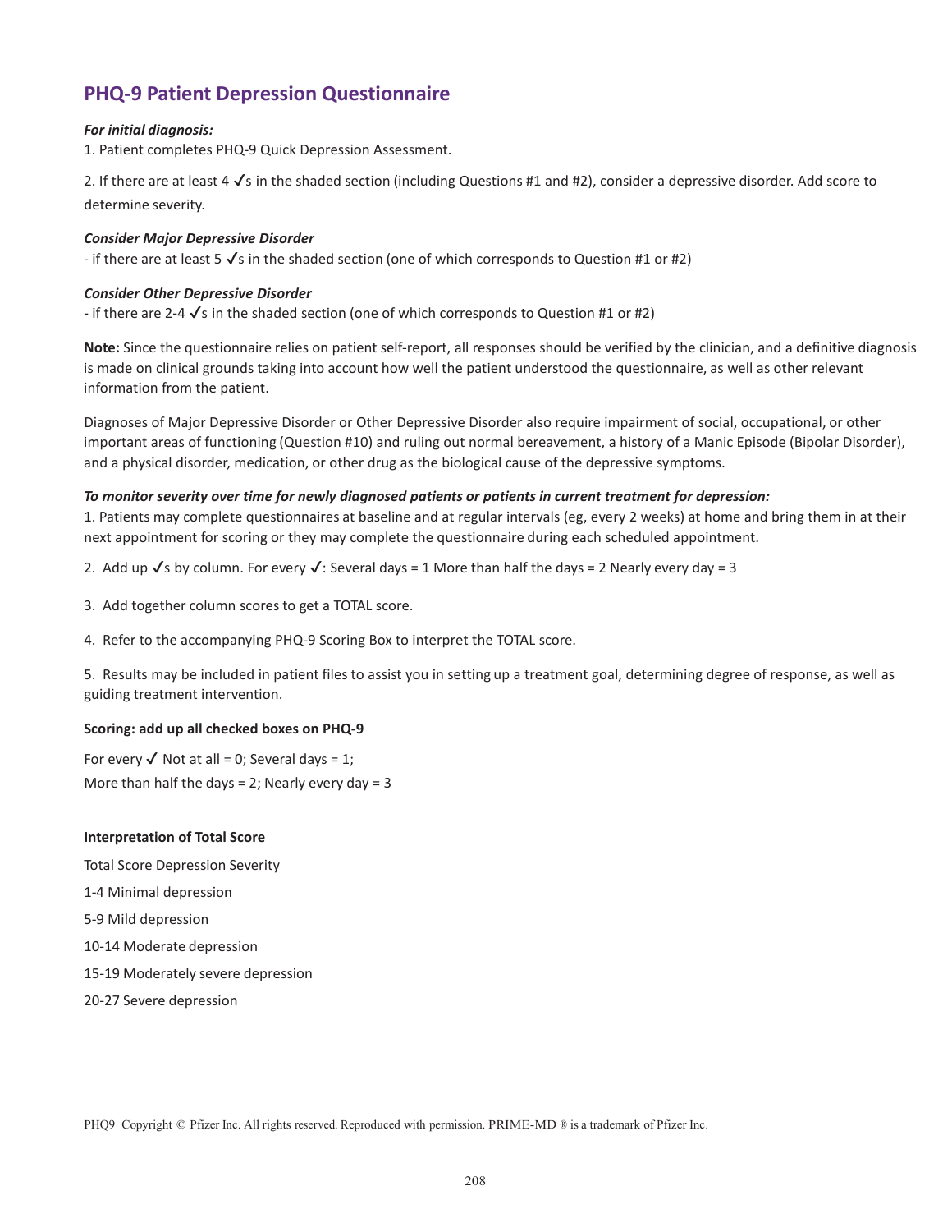## PHQ-9 Patient Depression Questionnaire

***For initial diagnosis:***

1. Patient completes PHQ-9 Quick Depression Assessment.

2. If there are at least 4 ✓s in the shaded section (including Questions #1 and #2), consider a depressive disorder. Add score to determine severity.

***Consider Major Depressive Disorder***

- if there are at least 5 ✓s in the shaded section (one of which corresponds to Question #1 or #2)

***Consider Other Depressive Disorder***

- if there are 2-4 ✓s in the shaded section (one of which corresponds to Question #1 or #2)

**Note:** Since the questionnaire relies on patient self-report, all responses should be verified by the clinician, and a definitive diagnosis is made on clinical grounds taking into account how well the patient understood the questionnaire, as well as other relevant information from the patient.

Diagnoses of Major Depressive Disorder or Other Depressive Disorder also require impairment of social, occupational, or other important areas of functioning (Question #10) and ruling out normal bereavement, a history of a Manic Episode (Bipolar Disorder), and a physical disorder, medication, or other drug as the biological cause of the depressive symptoms.

***To monitor severity over time for newly diagnosed patients or patients in current treatment for depression:***

1. Patients may complete questionnaires at baseline and at regular intervals (eg, every 2 weeks) at home and bring them in at their next appointment for scoring or they may complete the questionnaire during each scheduled appointment.

2. Add up ✓s by column. For every ✓: Several days = 1 More than half the days = 2 Nearly every day = 3

3. Add together column scores to get a TOTAL score.

4. Refer to the accompanying PHQ-9 Scoring Box to interpret the TOTAL score.

5. Results may be included in patient files to assist you in setting up a treatment goal, determining degree of response, as well as guiding treatment intervention.

**Scoring: add up all checked boxes on PHQ-9**

For every ✓ Not at all = 0; Several days = 1;
More than half the days = 2; Nearly every day = 3

**Interpretation of Total Score**

Total Score Depression Severity

1-4 Minimal depression

5-9 Mild depression

10-14 Moderate depression

15-19 Moderately severe depression

20-27 Severe depression

PHQ9 Copyright © Pfizer Inc. All rights reserved. Reproduced with permission. PRIME-MD ® is a trademark of Pfizer Inc.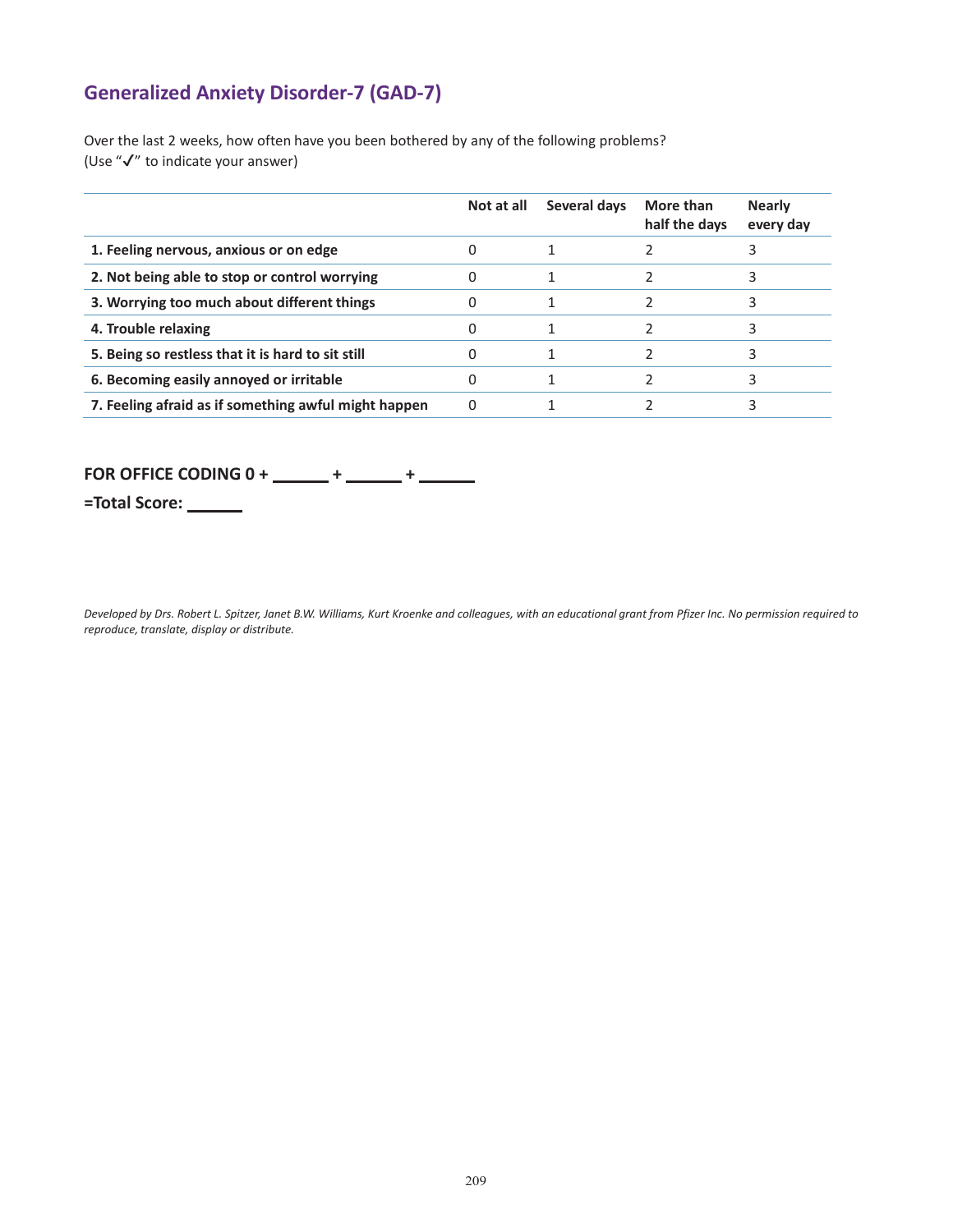## Generalized Anxiety Disorder-7 (GAD-7)

Over the last 2 weeks, how often have you been bothered by any of the following problems?
(Use "✓" to indicate your answer)

| | Not at all | Several days | More than half the days | Nearly every day |
|---|---|---|---|---|
| **1. Feeling nervous, anxious or on edge** | 0 | 1 | 2 | 3 |
| **2. Not being able to stop or control worrying** | 0 | 1 | 2 | 3 |
| **3. Worrying too much about different things** | 0 | 1 | 2 | 3 |
| **4. Trouble relaxing** | 0 | 1 | 2 | 3 |
| **5. Being so restless that it is hard to sit still** | 0 | 1 | 2 | 3 |
| **6. Becoming easily annoyed or irritable** | 0 | 1 | 2 | 3 |
| **7. Feeling afraid as if something awful might happen** | 0 | 1 | 2 | 3 |

**FOR OFFICE CODING 0 + ______ + ______ + ______**

**=Total Score: ______**

*Developed by Drs. Robert L. Spitzer, Janet B.W. Williams, Kurt Kroenke and colleagues, with an educational grant from Pfizer Inc. No permission required to reproduce, translate, display or distribute.*